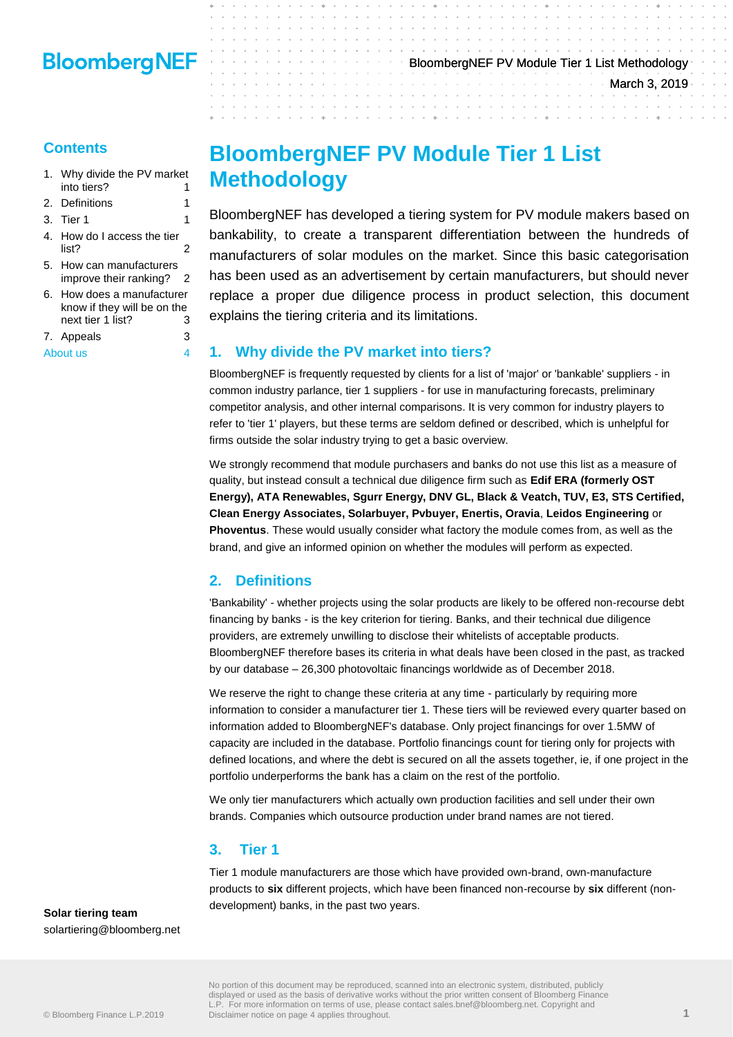# BloombergNEF PV Module Tier 1 List Methodology

March 3, 2019

## Contents

1. Why divide the PV market into tiers? 1
2. Definitions 1
3. Tier 1 1
4. How do I access the tier list? 2
5. How can manufacturers improve their ranking? 2
6. How does a manufacturer know if they will be on the next tier 1 list? 3
7. Appeals 3

About us 4

**Solar tiering team**
solartiering@bloomberg.net

# BloombergNEF PV Module Tier 1 List Methodology

BloombergNEF has developed a tiering system for PV module makers based on bankability, to create a transparent differentiation between the hundreds of manufacturers of solar modules on the market. Since this basic categorisation has been used as an advertisement by certain manufacturers, but should never replace a proper due diligence process in product selection, this document explains the tiering criteria and its limitations.

## 1. Why divide the PV market into tiers?

BloombergNEF is frequently requested by clients for a list of 'major' or 'bankable' suppliers - in common industry parlance, tier 1 suppliers - for use in manufacturing forecasts, preliminary competitor analysis, and other internal comparisons. It is very common for industry players to refer to 'tier 1' players, but these terms are seldom defined or described, which is unhelpful for firms outside the solar industry trying to get a basic overview.

We strongly recommend that module purchasers and banks do not use this list as a measure of quality, but instead consult a technical due diligence firm such as **Edif ERA (formerly OST Energy), ATA Renewables, Sgurr Energy, DNV GL, Black & Veatch, TUV, E3, STS Certified, Clean Energy Associates, Solarbuyer, Pvbuyer, Enertis, Oravia**, **Leidos Engineering** or **Phoventus**. These would usually consider what factory the module comes from, as well as the brand, and give an informed opinion on whether the modules will perform as expected.

## 2. Definitions

'Bankability' - whether projects using the solar products are likely to be offered non-recourse debt financing by banks - is the key criterion for tiering. Banks, and their technical due diligence providers, are extremely unwilling to disclose their whitelists of acceptable products. BloombergNEF therefore bases its criteria in what deals have been closed in the past, as tracked by our database – 26,300 photovoltaic financings worldwide as of December 2018.

We reserve the right to change these criteria at any time - particularly by requiring more information to consider a manufacturer tier 1. These tiers will be reviewed every quarter based on information added to BloombergNEF's database. Only project financings for over 1.5MW of capacity are included in the database. Portfolio financings count for tiering only for projects with defined locations, and where the debt is secured on all the assets together, ie, if one project in the portfolio underperforms the bank has a claim on the rest of the portfolio.

We only tier manufacturers which actually own production facilities and sell under their own brands. Companies which outsource production under brand names are not tiered.

## 3. Tier 1

Tier 1 module manufacturers are those which have provided own-brand, own-manufacture products to **six** different projects, which have been financed non-recourse by **six** different (non-development) banks, in the past two years.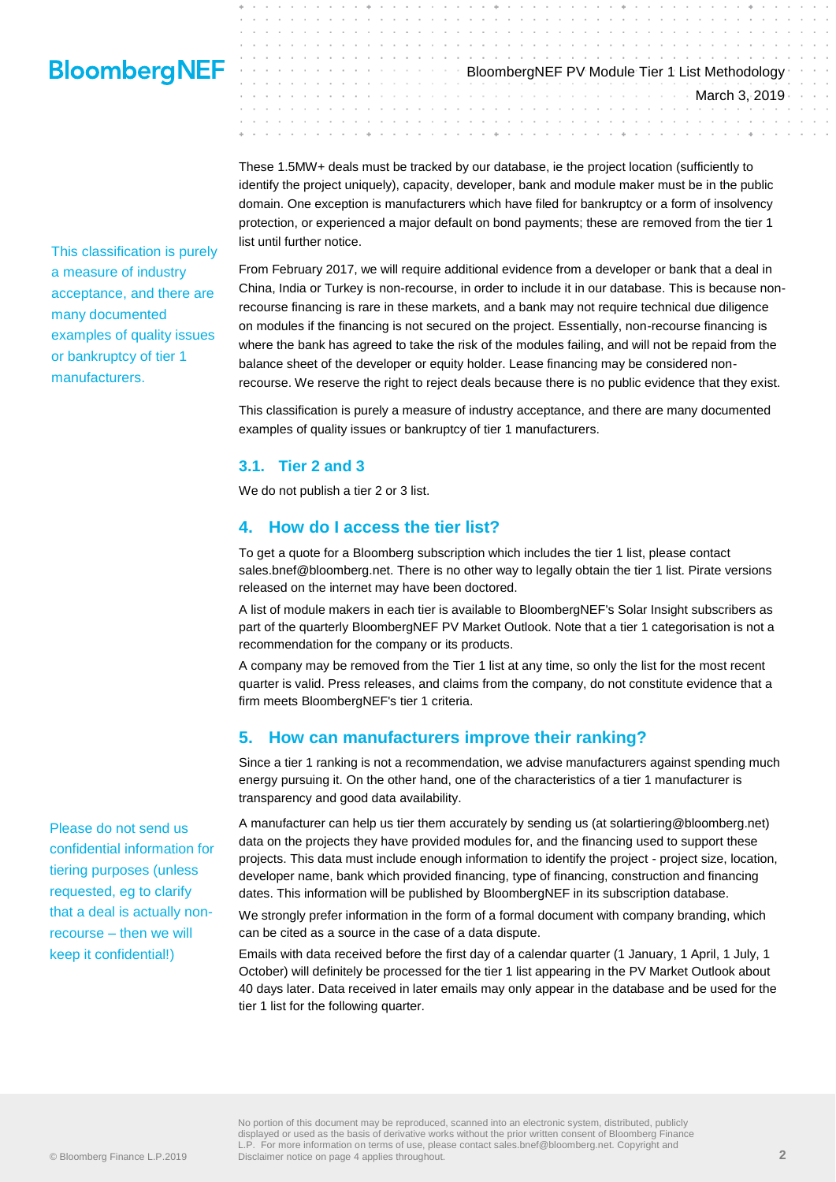These 1.5MW+ deals must be tracked by our database, ie the project location (sufficiently to identify the project uniquely), capacity, developer, bank and module maker must be in the public domain. One exception is manufacturers which have filed for bankruptcy or a form of insolvency protection, or experienced a major default on bond payments; these are removed from the tier 1 list until further notice.

This classification is purely a measure of industry acceptance, and there are many documented examples of quality issues or bankruptcy of tier 1 manufacturers.

From February 2017, we will require additional evidence from a developer or bank that a deal in China, India or Turkey is non-recourse, in order to include it in our database. This is because non-recourse financing is rare in these markets, and a bank may not require technical due diligence on modules if the financing is not secured on the project. Essentially, non-recourse financing is where the bank has agreed to take the risk of the modules failing, and will not be repaid from the balance sheet of the developer or equity holder. Lease financing may be considered non-recourse. We reserve the right to reject deals because there is no public evidence that they exist.

This classification is purely a measure of industry acceptance, and there are many documented examples of quality issues or bankruptcy of tier 1 manufacturers.

### 3.1. Tier 2 and 3

We do not publish a tier 2 or 3 list.

## 4. How do I access the tier list?

To get a quote for a Bloomberg subscription which includes the tier 1 list, please contact sales.bnef@bloomberg.net. There is no other way to legally obtain the tier 1 list. Pirate versions released on the internet may have been doctored.

A list of module makers in each tier is available to BloombergNEF's Solar Insight subscribers as part of the quarterly BloombergNEF PV Market Outlook. Note that a tier 1 categorisation is not a recommendation for the company or its products.

A company may be removed from the Tier 1 list at any time, so only the list for the most recent quarter is valid. Press releases, and claims from the company, do not constitute evidence that a firm meets BloombergNEF's tier 1 criteria.

## 5. How can manufacturers improve their ranking?

Since a tier 1 ranking is not a recommendation, we advise manufacturers against spending much energy pursuing it. On the other hand, one of the characteristics of a tier 1 manufacturer is transparency and good data availability.

Please do not send us confidential information for tiering purposes (unless requested, eg to clarify that a deal is actually non-recourse – then we will keep it confidential!)

A manufacturer can help us tier them accurately by sending us (at solartiering@bloomberg.net) data on the projects they have provided modules for, and the financing used to support these projects. This data must include enough information to identify the project - project size, location, developer name, bank which provided financing, type of financing, construction and financing dates. This information will be published by BloombergNEF in its subscription database.

We strongly prefer information in the form of a formal document with company branding, which can be cited as a source in the case of a data dispute.

Emails with data received before the first day of a calendar quarter (1 January, 1 April, 1 July, 1 October) will definitely be processed for the tier 1 list appearing in the PV Market Outlook about 40 days later. Data received in later emails may only appear in the database and be used for the tier 1 list for the following quarter.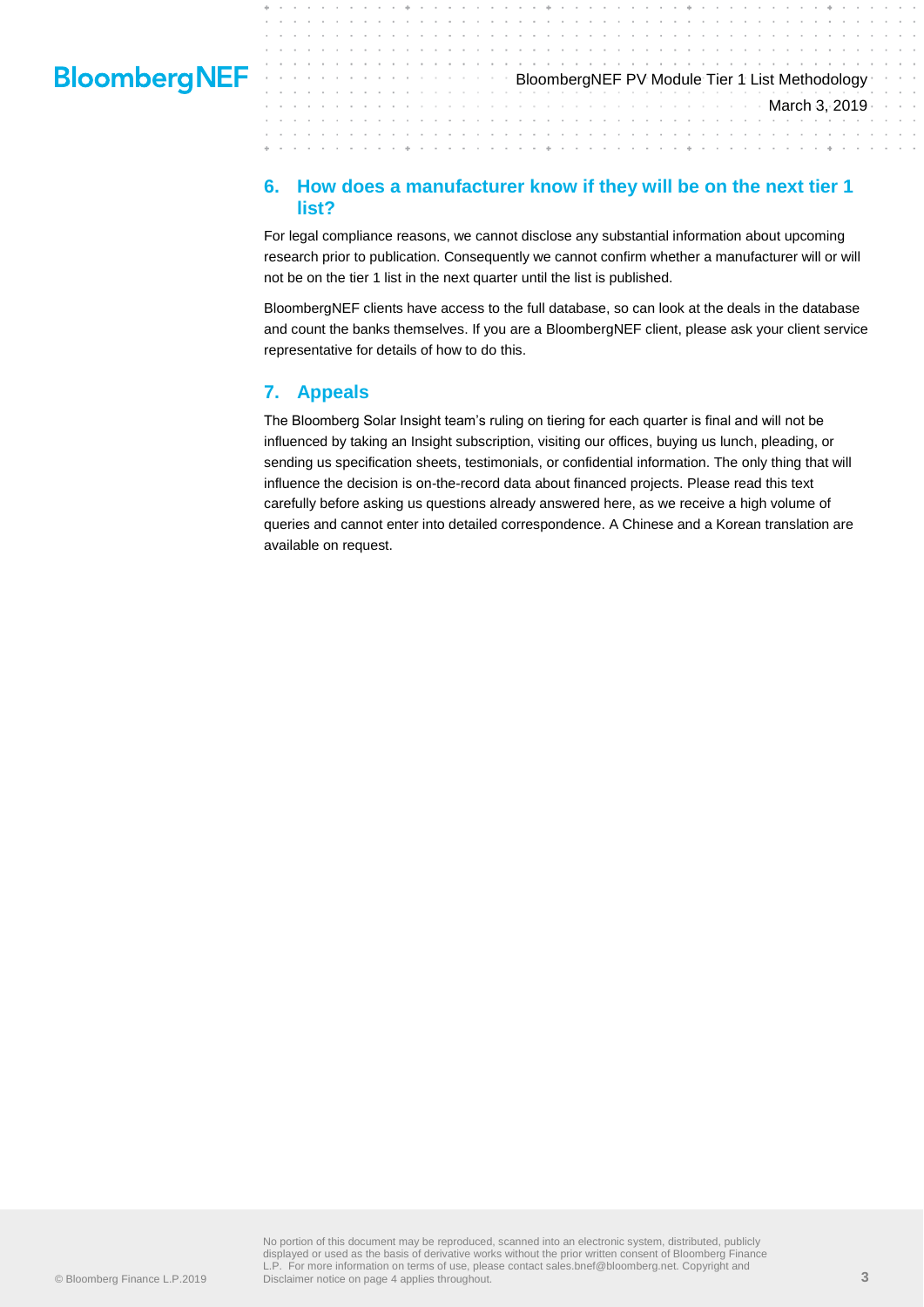## 6. How does a manufacturer know if they will be on the next tier 1 list?

For legal compliance reasons, we cannot disclose any substantial information about upcoming research prior to publication. Consequently we cannot confirm whether a manufacturer will or will not be on the tier 1 list in the next quarter until the list is published.

BloombergNEF clients have access to the full database, so can look at the deals in the database and count the banks themselves. If you are a BloombergNEF client, please ask your client service representative for details of how to do this.

## 7. Appeals

The Bloomberg Solar Insight team's ruling on tiering for each quarter is final and will not be influenced by taking an Insight subscription, visiting our offices, buying us lunch, pleading, or sending us specification sheets, testimonials, or confidential information. The only thing that will influence the decision is on-the-record data about financed projects. Please read this text carefully before asking us questions already answered here, as we receive a high volume of queries and cannot enter into detailed correspondence. A Chinese and a Korean translation are available on request.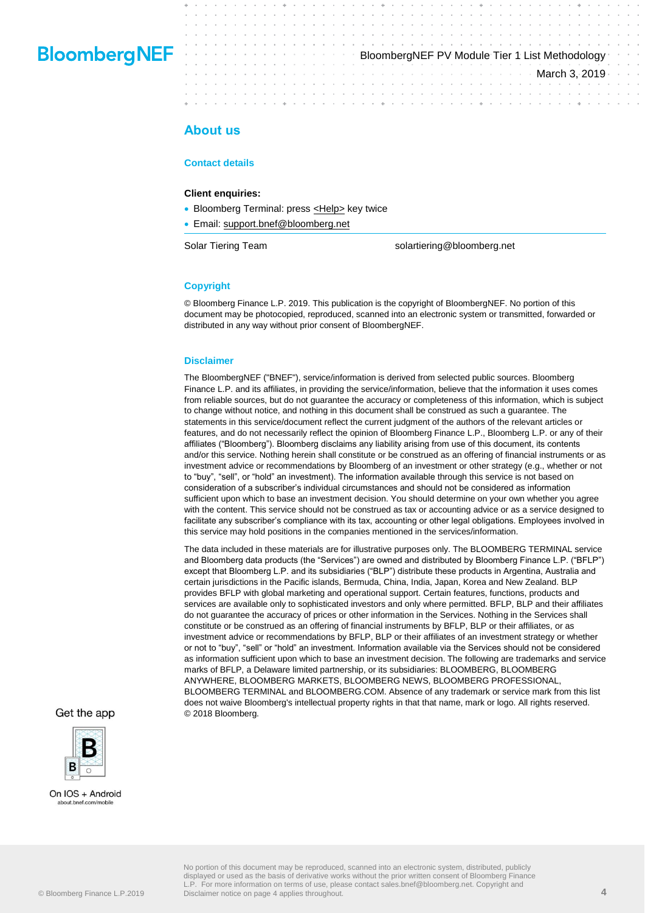## About us

### Contact details

**Client enquiries:**

- Bloomberg Terminal: press <Help> key twice
- Email: support.bnef@bloomberg.net

| | |
|---|---|
| Solar Tiering Team | solartiering@bloomberg.net |

### Copyright

© Bloomberg Finance L.P. 2019. This publication is the copyright of BloombergNEF. No portion of this document may be photocopied, reproduced, scanned into an electronic system or transmitted, forwarded or distributed in any way without prior consent of BloombergNEF.

### Disclaimer

The BloombergNEF ("BNEF"), service/information is derived from selected public sources. Bloomberg Finance L.P. and its affiliates, in providing the service/information, believe that the information it uses comes from reliable sources, but do not guarantee the accuracy or completeness of this information, which is subject to change without notice, and nothing in this document shall be construed as such a guarantee. The statements in this service/document reflect the current judgment of the authors of the relevant articles or features, and do not necessarily reflect the opinion of Bloomberg Finance L.P., Bloomberg L.P. or any of their affiliates ("Bloomberg"). Bloomberg disclaims any liability arising from use of this document, its contents and/or this service. Nothing herein shall constitute or be construed as an offering of financial instruments or as investment advice or recommendations by Bloomberg of an investment or other strategy (e.g., whether or not to "buy", "sell", or "hold" an investment). The information available through this service is not based on consideration of a subscriber's individual circumstances and should not be considered as information sufficient upon which to base an investment decision. You should determine on your own whether you agree with the content. This service should not be construed as tax or accounting advice or as a service designed to facilitate any subscriber's compliance with its tax, accounting or other legal obligations. Employees involved in this service may hold positions in the companies mentioned in the services/information.

The data included in these materials are for illustrative purposes only. The BLOOMBERG TERMINAL service and Bloomberg data products (the "Services") are owned and distributed by Bloomberg Finance L.P. ("BFLP") except that Bloomberg L.P. and its subsidiaries ("BLP") distribute these products in Argentina, Australia and certain jurisdictions in the Pacific islands, Bermuda, China, India, Japan, Korea and New Zealand. BLP provides BFLP with global marketing and operational support. Certain features, functions, products and services are available only to sophisticated investors and only where permitted. BFLP, BLP and their affiliates do not guarantee the accuracy of prices or other information in the Services. Nothing in the Services shall constitute or be construed as an offering of financial instruments by BFLP, BLP or their affiliates, or as investment advice or recommendations by BFLP, BLP or their affiliates of an investment strategy or whether or not to "buy", "sell" or "hold" an investment. Information available via the Services should not be considered as information sufficient upon which to base an investment decision. The following are trademarks and service marks of BFLP, a Delaware limited partnership, or its subsidiaries: BLOOMBERG, BLOOMBERG ANYWHERE, BLOOMBERG MARKETS, BLOOMBERG NEWS, BLOOMBERG PROFESSIONAL, BLOOMBERG TERMINAL and BLOOMBERG.COM. Absence of any trademark or service mark from this list does not waive Bloomberg's intellectual property rights in that that name, mark or logo. All rights reserved. © 2018 Bloomberg.

Get the app

On IOS + Android
about.bnef.com/mobile